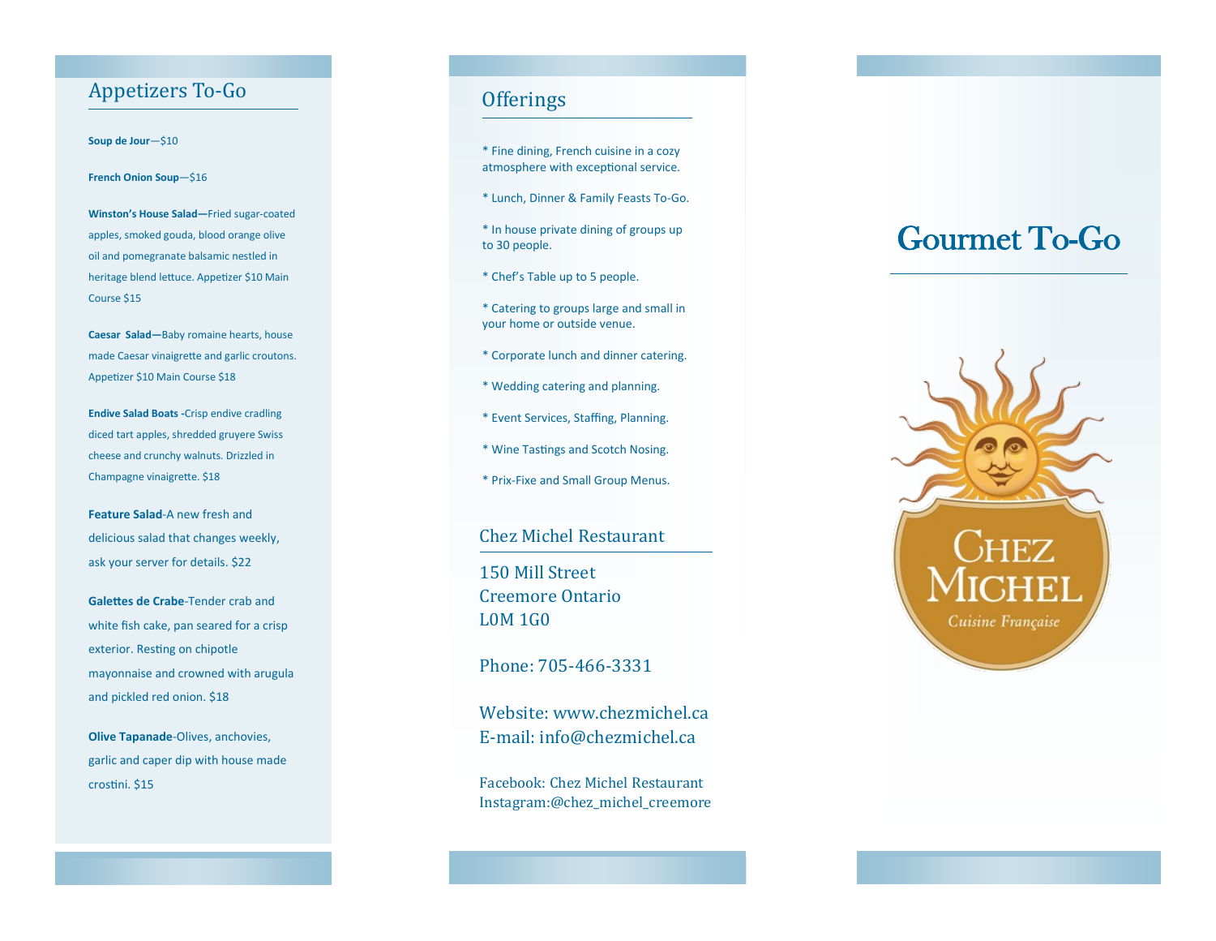## Appetizers To-Go

**Soup de Jour**—$10

**French Onion Soup**—$16

**Winston's House Salad—**Fried sugar-coated apples, smoked gouda, blood orange olive oil and pomegranate balsamic nestled in heritage blend lettuce. Appetizer $10 Main Course $15

**Caesar Salad—**Baby romaine hearts, house made Caesar vinaigrette and garlic croutons. Appetizer $10 Main Course $18

**Endive Salad Boats -**Crisp endive cradling diced tart apples, shredded gruyere Swiss cheese and crunchy walnuts. Drizzled in Champagne vinaigrette. $18

**Feature Salad**-A new fresh and delicious salad that changes weekly, ask your server for details. $22

**Galettes de Crabe**-Tender crab and white fish cake, pan seared for a crisp exterior. Resting on chipotle mayonnaise and crowned with arugula and pickled red onion. $18

**Olive Tapanade**-Olives, anchovies, garlic and caper dip with house made crostini. $15

## Offerings

* Fine dining, French cuisine in a cozy atmosphere with exceptional service.

* Lunch, Dinner & Family Feasts To-Go.

* In house private dining of groups up to 30 people.

* Chef's Table up to 5 people.

* Catering to groups large and small in your home or outside venue.

* Corporate lunch and dinner catering.

* Wedding catering and planning.

* Event Services, Staffing, Planning.

* Wine Tastings and Scotch Nosing.

* Prix-Fixe and Small Group Menus.

## Chez Michel Restaurant

150 Mill Street
Creemore Ontario
L0M 1G0

Phone: 705-466-3331

Website: www.chezmichel.ca
E-mail: info@chezmichel.ca

Facebook: Chez Michel Restaurant
Instagram:@chez_michel_creemore

# Gourmet To-Go

Chez Michel
*Cuisine Française*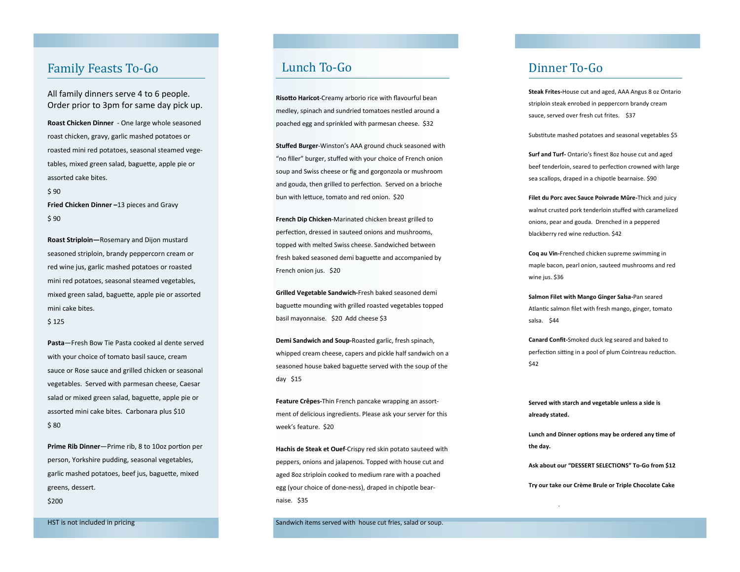## Family Feasts To-Go

All family dinners serve 4 to 6 people. Order prior to 3pm for same day pick up.

**Roast Chicken Dinner** - One large whole seasoned roast chicken, gravy, garlic mashed potatoes or roasted mini red potatoes, seasonal steamed vegetables, mixed green salad, baguette, apple pie or assorted cake bites.

$ 90

**Fried Chicken Dinner –**13 pieces and Gravy

$ 90

**Roast Striploin—**Rosemary and Dijon mustard seasoned striploin, brandy peppercorn cream or red wine jus, garlic mashed potatoes or roasted mini red potatoes, seasonal steamed vegetables, mixed green salad, baguette, apple pie or assorted mini cake bites.

$ 125

**Pasta**—Fresh Bow Tie Pasta cooked al dente served with your choice of tomato basil sauce, cream sauce or Rose sauce and grilled chicken or seasonal vegetables. Served with parmesan cheese, Caesar salad or mixed green salad, baguette, apple pie or assorted mini cake bites. Carbonara plus $10

$ 80

**Prime Rib Dinner**—Prime rib, 8 to 10oz portion per person, Yorkshire pudding, seasonal vegetables, garlic mashed potatoes, beef jus, baguette, mixed greens, dessert.

$200

HST is not included in pricing

## Lunch To-Go

**Risotto Haricot**-Creamy arborio rice with flavourful bean medley, spinach and sundried tomatoes nestled around a poached egg and sprinkled with parmesan cheese. $32

**Stuffed Burger**-Winston's AAA ground chuck seasoned with "no filler" burger, stuffed with your choice of French onion soup and Swiss cheese or fig and gorgonzola or mushroom and gouda, then grilled to perfection. Served on a brioche bun with lettuce, tomato and red onion. $20

**French Dip Chicken**-Marinated chicken breast grilled to perfection, dressed in sauteed onions and mushrooms, topped with melted Swiss cheese. Sandwiched between fresh baked seasoned demi baguette and accompanied by French onion jus. $20

**Grilled Vegetable Sandwich-**Fresh baked seasoned demi baguette mounding with grilled roasted vegetables topped basil mayonnaise. $20 Add cheese $3

**Demi Sandwich and Soup-**Roasted garlic, fresh spinach, whipped cream cheese, capers and pickle half sandwich on a seasoned house baked baguette served with the soup of the day $15

**Feature Crêpes-**Thin French pancake wrapping an assortment of delicious ingredients. Please ask your server for this week's feature. $20

**Hachis de Steak et Ouef**-Crispy red skin potato sauteed with peppers, onions and jalapenos. Topped with house cut and aged 8oz striploin cooked to medium rare with a poached egg (your choice of done-ness), draped in chipotle bearnaise. $35

Sandwich items served with house cut fries, salad or soup.

## Dinner To-Go

**Steak Frites-**House cut and aged, AAA Angus 8 oz Ontario striploin steak enrobed in peppercorn brandy cream sauce, served over fresh cut frites. $37

Substitute mashed potatoes and seasonal vegetables $5

**Surf and Turf-** Ontario's finest 8oz house cut and aged beef tenderloin, seared to perfection crowned with large sea scallops, draped in a chipotle bearnaise. $90

**Filet du Porc avec Sauce Poivrade Mûre-**Thick and juicy walnut crusted pork tenderloin stuffed with caramelized onions, pear and gouda. Drenched in a peppered blackberry red wine reduction. $42

**Coq au Vin-**Frenched chicken supreme swimming in maple bacon, pearl onion, sauteed mushrooms and red wine jus. $36

**Salmon Filet with Mango Ginger Salsa-**Pan seared Atlantic salmon filet with fresh mango, ginger, tomato salsa. $44

**Canard Confit-**Smoked duck leg seared and baked to perfection sitting in a pool of plum Cointreau reduction. $42

**Served with starch and vegetable unless a side is already stated.**

**Lunch and Dinner options may be ordered any time of the day.**

**Ask about our "DESSERT SELECTIONS" To-Go from $12**

**Try our take our Crème Brule or Triple Chocolate Cake**